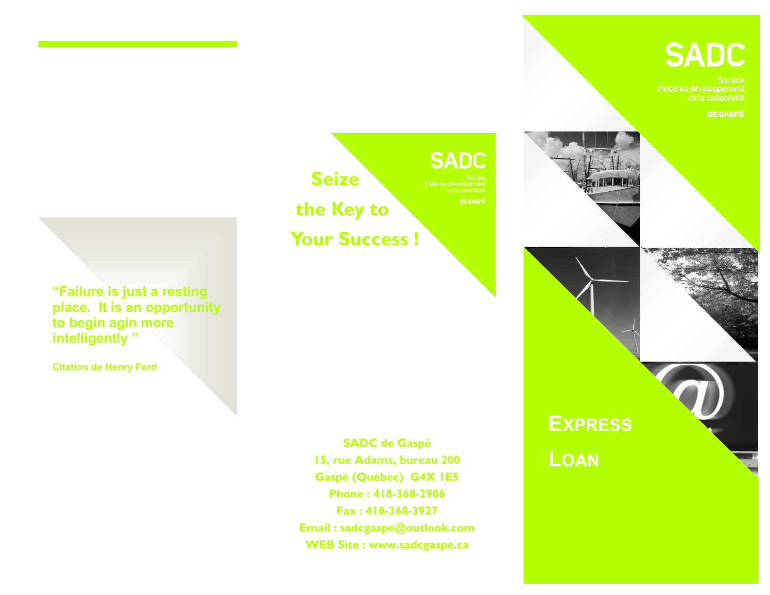> "Failure is just a resting place. It is an opportunity to begin agin more intelligently "
>
> Citation de Henry Ford

SADC

Société d'aide au développement de la collectivité

DE GASPÉ

## Seize the Key to Your Success !

**SADC de Gaspé**
**15, rue Adams, bureau 200**
**Gaspé (Québec) G4X 1E5**
**Phone : 418-368-2906**
**Fax : 418-368-3927**
**Email : sadcgaspe@outlook.com**
**WEB Site : www.sadcgaspe.ca**

SADC

Société d'aide au développement de la collectivité

DE GASPÉ

# Express Loan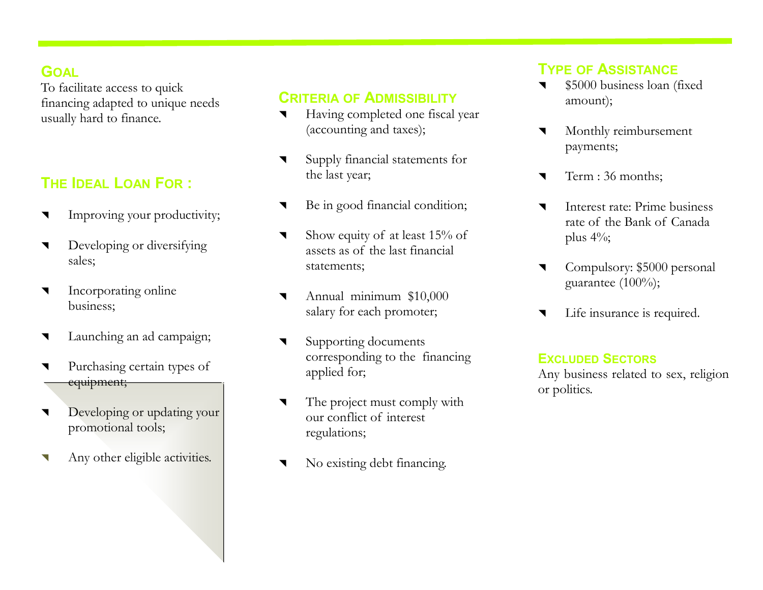## Goal

To facilitate access to quick financing adapted to unique needs usually hard to finance.

## The Ideal Loan For :

- Improving your productivity;
- Developing or diversifying sales;
- Incorporating online business;
- Launching an ad campaign;
- Purchasing certain types of equipment;
- Developing or updating your promotional tools;
- Any other eligible activities.

## Criteria of Admissibility

- Having completed one fiscal year (accounting and taxes);
- Supply financial statements for the last year;
- Be in good financial condition;
- Show equity of at least 15% of assets as of the last financial statements;
- Annual minimum $10,000 salary for each promoter;
- Supporting documents corresponding to the financing applied for;
- The project must comply with our conflict of interest regulations;
- No existing debt financing.

## Type of Assistance

- $5000 business loan (fixed amount);
- Monthly reimbursement payments;
- Term : 36 months;
- Interest rate: Prime business rate of the Bank of Canada plus 4%;
- Compulsory: $5000 personal guarantee (100%);
- Life insurance is required.

## Excluded Sectors

Any business related to sex, religion or politics.